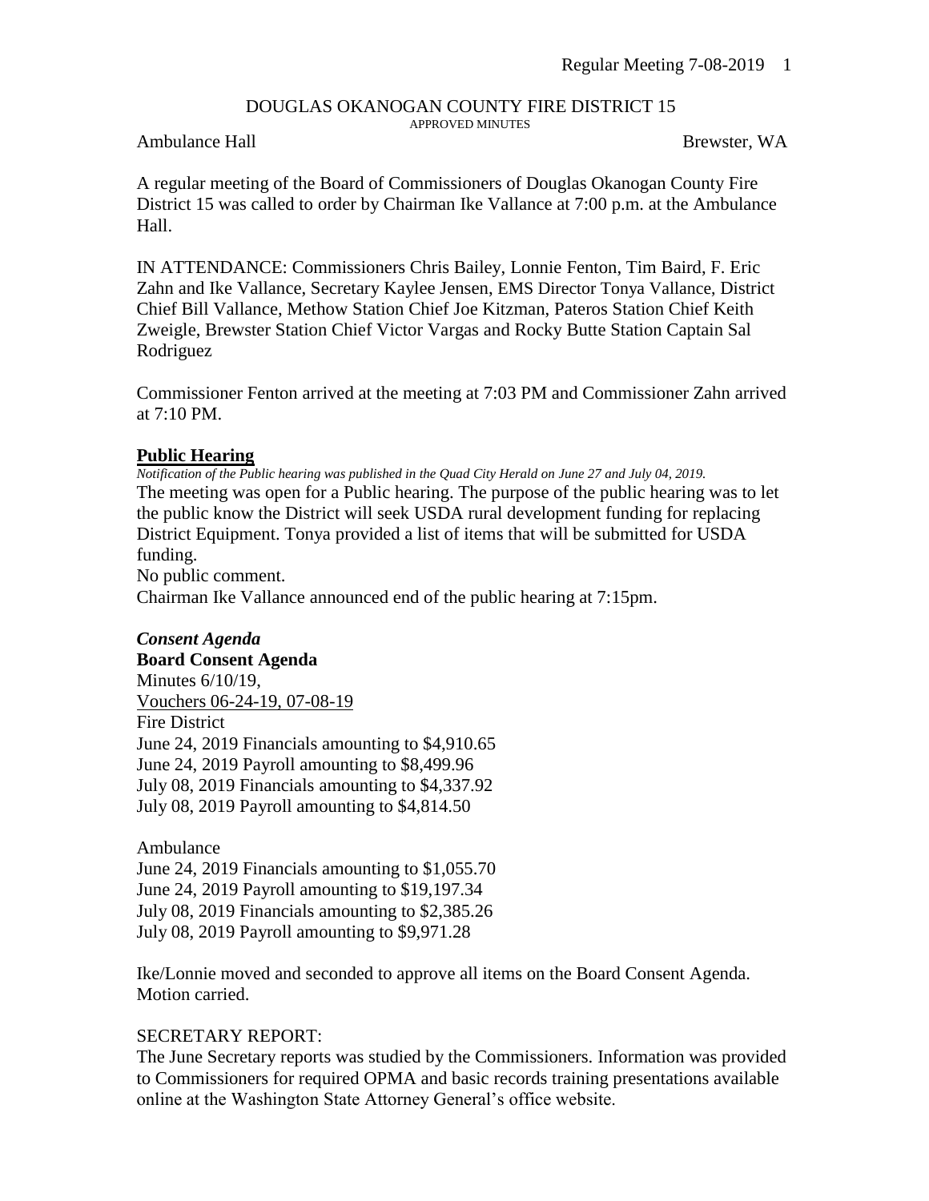DOUGLAS OKANOGAN COUNTY FIRE DISTRICT 15

APPROVED MINUTES

Ambulance Hall Brewster, WA

A regular meeting of the Board of Commissioners of Douglas Okanogan County Fire District 15 was called to order by Chairman Ike Vallance at 7:00 p.m. at the Ambulance Hall.

IN ATTENDANCE: Commissioners Chris Bailey, Lonnie Fenton, Tim Baird, F. Eric Zahn and Ike Vallance, Secretary Kaylee Jensen, EMS Director Tonya Vallance, District Chief Bill Vallance, Methow Station Chief Joe Kitzman, Pateros Station Chief Keith Zweigle, Brewster Station Chief Victor Vargas and Rocky Butte Station Captain Sal Rodriguez

Commissioner Fenton arrived at the meeting at 7:03 PM and Commissioner Zahn arrived at 7:10 PM.

## Public Hearing

*Notification of the Public hearing was published in the Quad City Herald on June 27 and July 04, 2019.*

The meeting was open for a Public hearing. The purpose of the public hearing was to let the public know the District will seek USDA rural development funding for replacing District Equipment. Tonya provided a list of items that will be submitted for USDA funding.

No public comment.

Chairman Ike Vallance announced end of the public hearing at 7:15pm.

### *Consent Agenda*

**Board Consent Agenda**

Minutes 6/10/19,

Vouchers 06-24-19, 07-08-19

Fire District

June 24, 2019 Financials amounting to $4,910.65

June 24, 2019 Payroll amounting to $8,499.96

July 08, 2019 Financials amounting to $4,337.92

July 08, 2019 Payroll amounting to $4,814.50

Ambulance

June 24, 2019 Financials amounting to $1,055.70

June 24, 2019 Payroll amounting to $19,197.34

July 08, 2019 Financials amounting to $2,385.26

July 08, 2019 Payroll amounting to $9,971.28

Ike/Lonnie moved and seconded to approve all items on the Board Consent Agenda. Motion carried.

SECRETARY REPORT:

The June Secretary reports was studied by the Commissioners. Information was provided to Commissioners for required OPMA and basic records training presentations available online at the Washington State Attorney General's office website.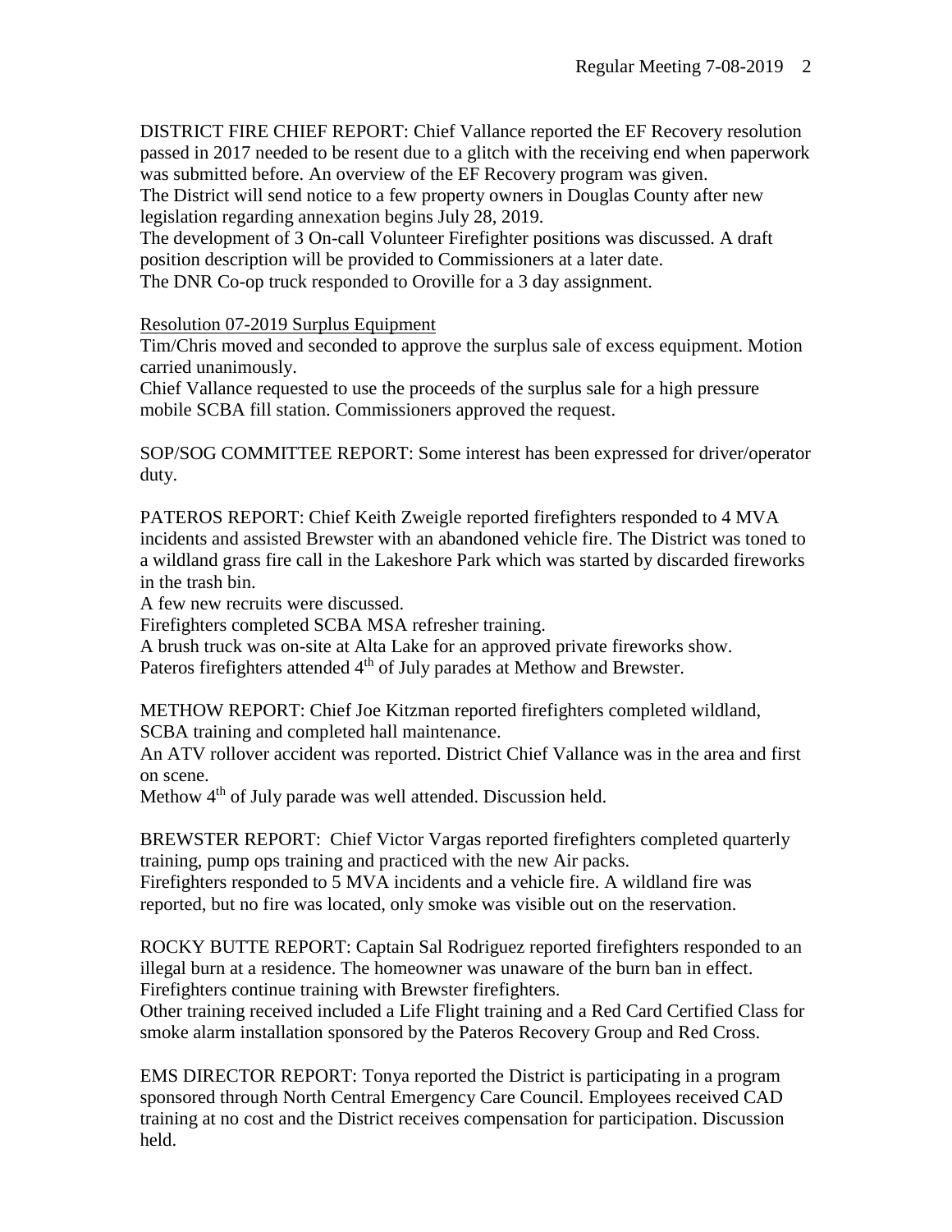DISTRICT FIRE CHIEF REPORT: Chief Vallance reported the EF Recovery resolution passed in 2017 needed to be resent due to a glitch with the receiving end when paperwork was submitted before. An overview of the EF Recovery program was given.
The District will send notice to a few property owners in Douglas County after new legislation regarding annexation begins July 28, 2019.
The development of 3 On-call Volunteer Firefighter positions was discussed. A draft position description will be provided to Commissioners at a later date.
The DNR Co-op truck responded to Oroville for a 3 day assignment.

Resolution 07-2019 Surplus Equipment
Tim/Chris moved and seconded to approve the surplus sale of excess equipment. Motion carried unanimously.
Chief Vallance requested to use the proceeds of the surplus sale for a high pressure mobile SCBA fill station. Commissioners approved the request.

SOP/SOG COMMITTEE REPORT: Some interest has been expressed for driver/operator duty.

PATEROS REPORT: Chief Keith Zweigle reported firefighters responded to 4 MVA incidents and assisted Brewster with an abandoned vehicle fire. The District was toned to a wildland grass fire call in the Lakeshore Park which was started by discarded fireworks in the trash bin.
A few new recruits were discussed.
Firefighters completed SCBA MSA refresher training.
A brush truck was on-site at Alta Lake for an approved private fireworks show.
Pateros firefighters attended 4th of July parades at Methow and Brewster.

METHOW REPORT: Chief Joe Kitzman reported firefighters completed wildland, SCBA training and completed hall maintenance.
An ATV rollover accident was reported. District Chief Vallance was in the area and first on scene.
Methow 4th of July parade was well attended. Discussion held.

BREWSTER REPORT: Chief Victor Vargas reported firefighters completed quarterly training, pump ops training and practiced with the new Air packs.
Firefighters responded to 5 MVA incidents and a vehicle fire. A wildland fire was reported, but no fire was located, only smoke was visible out on the reservation.

ROCKY BUTTE REPORT: Captain Sal Rodriguez reported firefighters responded to an illegal burn at a residence. The homeowner was unaware of the burn ban in effect.
Firefighters continue training with Brewster firefighters.
Other training received included a Life Flight training and a Red Card Certified Class for smoke alarm installation sponsored by the Pateros Recovery Group and Red Cross.

EMS DIRECTOR REPORT: Tonya reported the District is participating in a program sponsored through North Central Emergency Care Council. Employees received CAD training at no cost and the District receives compensation for participation. Discussion held.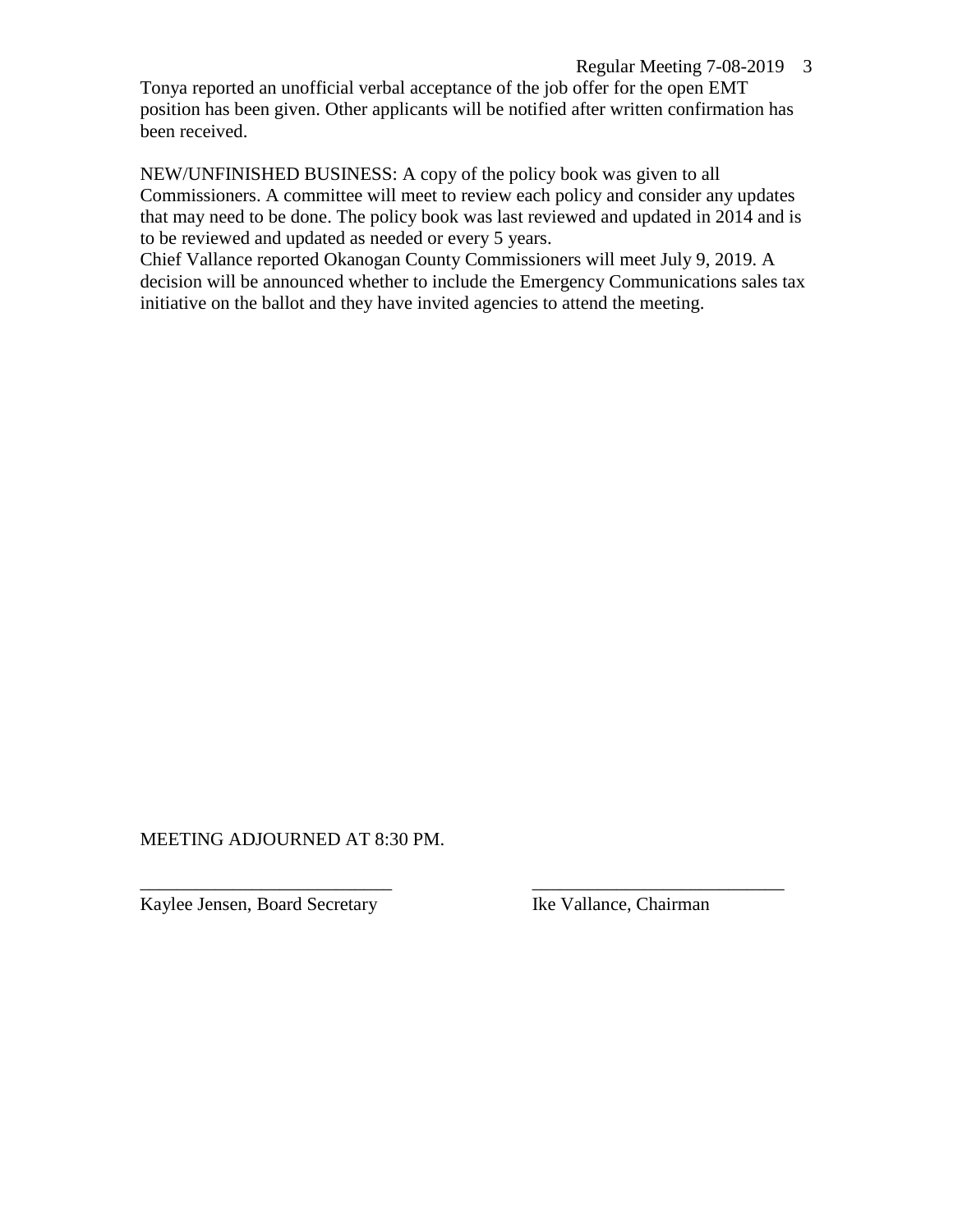Tonya reported an unofficial verbal acceptance of the job offer for the open EMT position has been given. Other applicants will be notified after written confirmation has been received.

NEW/UNFINISHED BUSINESS: A copy of the policy book was given to all Commissioners. A committee will meet to review each policy and consider any updates that may need to be done. The policy book was last reviewed and updated in 2014 and is to be reviewed and updated as needed or every 5 years.
Chief Vallance reported Okanogan County Commissioners will meet July 9, 2019. A decision will be announced whether to include the Emergency Communications sales tax initiative on the ballot and they have invited agencies to attend the meeting.

MEETING ADJOURNED AT 8:30 PM.

___________________________ ___________________________
Kaylee Jensen, Board Secretary Ike Vallance, Chairman